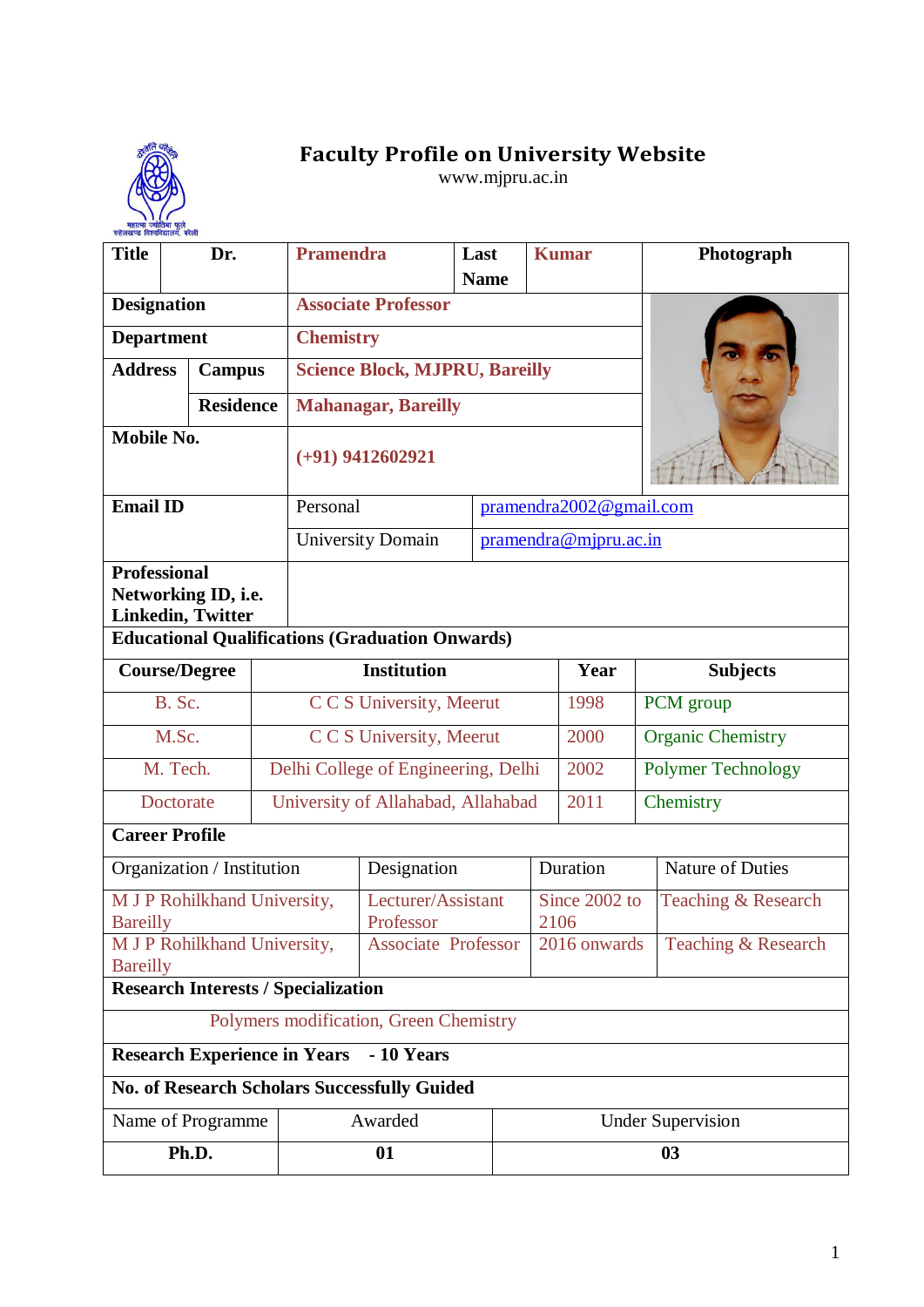# Faculty Profile on University Website

www.mjpru.ac.in

| Title | Dr. | Pramendra | Last Name | Kumar | Photograph |
|---|---|---|---|---|---|
| Designation | | Associate Professor | | | |
| Department | | Chemistry | | | |
| Address | Campus | Science Block, MJPRU, Bareilly | | | |
| | Residence | Mahanagar, Bareilly | | | |
| Mobile No. | | (+91) 9412602921 | | | |
| Email ID | | Personal | pramendra2002@gmail.com | | |
| | | University Domain | pramendra@mjpru.ac.in | | |
| Professional Networking ID, i.e. Linkedin, Twitter | | | | | |

**Educational Qualifications (Graduation Onwards)**

| Course/Degree | Institution | Year | Subjects |
|---|---|---|---|
| B. Sc. | C C S University, Meerut | 1998 | PCM group |
| M.Sc. | C C S University, Meerut | 2000 | Organic Chemistry |
| M. Tech. | Delhi College of Engineering, Delhi | 2002 | Polymer Technology |
| Doctorate | University of Allahabad, Allahabad | 2011 | Chemistry |

**Career Profile**

| Organization / Institution | Designation | Duration | Nature of Duties |
|---|---|---|---|
| M J P Rohilkhand University, Bareilly | Lecturer/Assistant Professor | Since 2002 to 2106 | Teaching & Research |
| M J P Rohilkhand University, Bareilly | Associate Professor | 2016 onwards | Teaching & Research |

**Research Interests / Specialization**

Polymers modification, Green Chemistry

**Research Experience in Years - 10 Years**

**No. of Research Scholars Successfully Guided**

| Name of Programme | Awarded | Under Supervision |
|---|---|---|
| **Ph.D.** | **01** | **03** |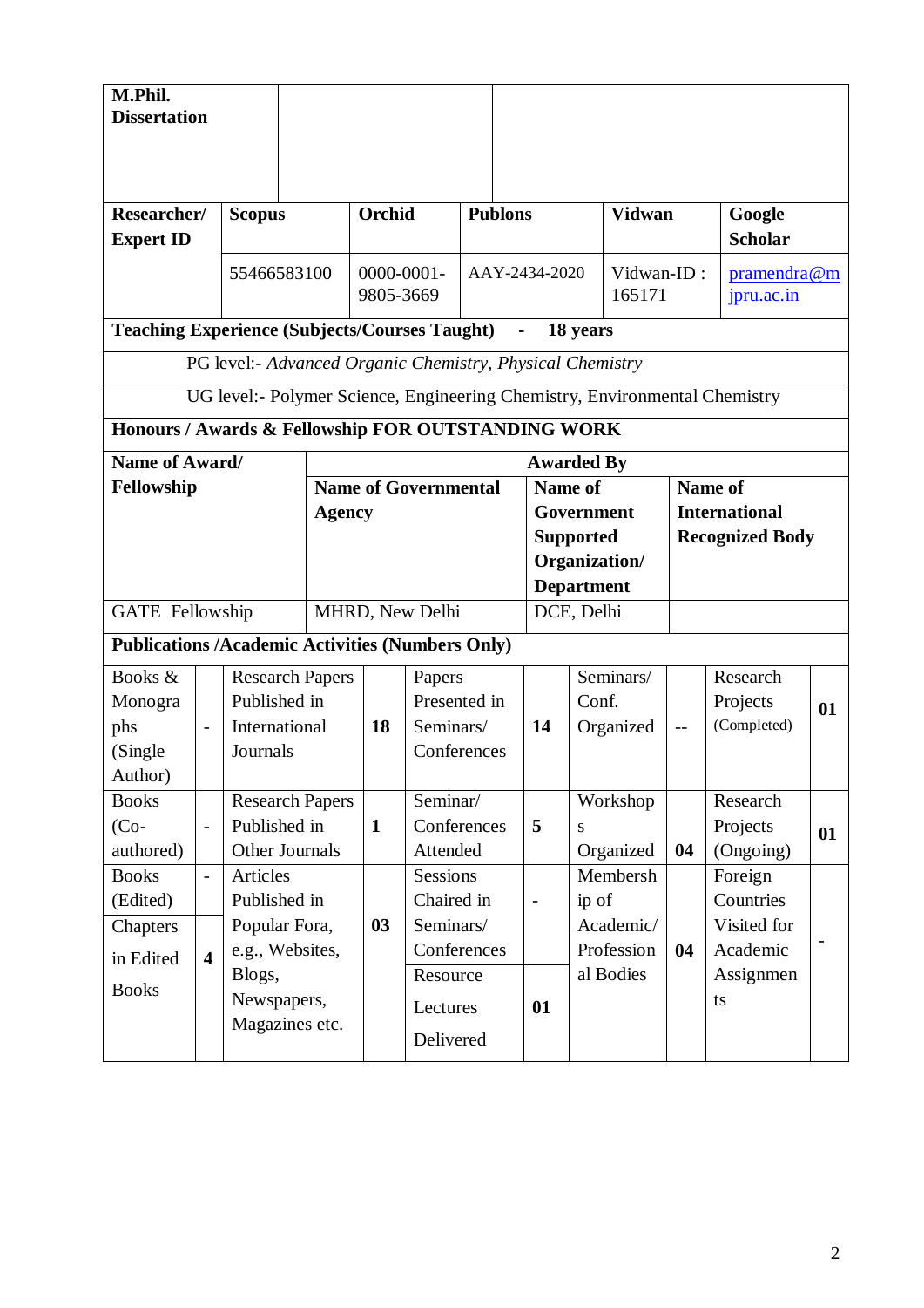| **M.Phil. Dissertation** | | |
|---|---|---|

| **Researcher/ Expert ID** | **Scopus** | **Orchid** | **Publons** | **Vidwan** | **Google Scholar** |
|---|---|---|---|---|---|
| | 55466583100 | 0000-0001-9805-3669 | AAY-2434-2020 | Vidwan-ID : 165171 | pramendra@mjpru.ac.in |

**Teaching Experience (Subjects/Courses Taught) - 18 years**

PG level:- *Advanced Organic Chemistry, Physical Chemistry*

UG level:- Polymer Science, Engineering Chemistry, Environmental Chemistry

**Honours / Awards & Fellowship FOR OUTSTANDING WORK**

| **Name of Award/ Fellowship** | **Awarded By** | | |
|---|---|---|---|
| | **Name of Governmental Agency** | **Name of Government Supported Organization/ Department** | **Name of International Recognized Body** |
| GATE Fellowship | MHRD, New Delhi | DCE, Delhi | |

**Publications /Academic Activities (Numbers Only)**

| | | | | | | | | | |
|---|---|---|---|---|---|---|---|---|---|
| Books & Monographs (Single Author) | - | Research Papers Published in International Journals | **18** | Papers Presented in Seminars/ Conferences | **14** | Seminars/ Conf. Organized | -- | Research Projects (Completed) | **01** |
| Books (Co-authored) | - | Research Papers Published in Other Journals | **1** | Seminar/ Conferences Attended | **5** | Workshops Organized | **04** | Research Projects (Ongoing) | **01** |
| Books (Edited) | - | Articles Published in Popular Fora, e.g., Websites, Blogs, Newspapers, Magazines etc. | **03** | Sessions Chaired in Seminars/ Conferences | - | Membership of Academic/ Professional Bodies | **04** | Foreign Countries Visited for Academic Assignments | - |
| Chapters in Edited Books | **4** | | | Resource Lectures Delivered | **01** | | | | |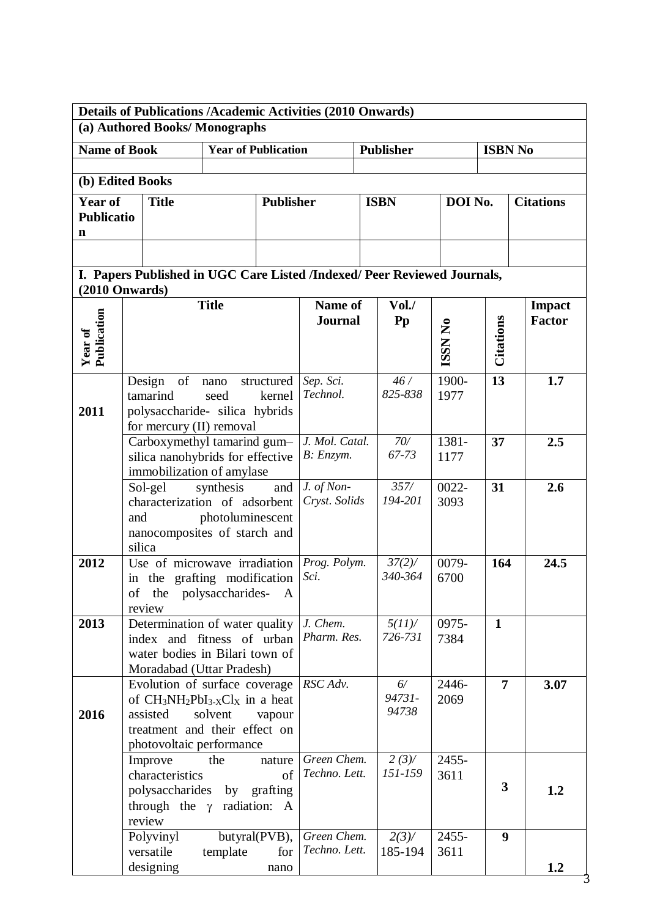**Details of Publications /Academic Activities (2010 Onwards)**

**(a) Authored Books/ Monographs**

| Name of Book | Year of Publication | Publisher | ISBN No |
|---|---|---|---|
| | | | |

**(b) Edited Books**

| Year of Publication | Title | Publisher | ISBN | DOI No. | Citations |
|---|---|---|---|---|---|
| | | | | | |

**I. Papers Published in UGC Care Listed /Indexed/ Peer Reviewed Journals, (2010 Onwards)**

| Year of Publication | Title | Name of Journal | Vol./ Pp | ISSN No | Citations | Impact Factor |
|---|---|---|---|---|---|---|
| 2011 | Design of nano structured tamarind seed kernel polysaccharide- silica hybrids for mercury (II) removal | *Sep. Sci. Technol.* | *46 / 825-838* | 1900-1977 | **13** | **1.7** |
| | Carboxymethyl tamarind gum–silica nanohybrids for effective immobilization of amylase | *J. Mol. Catal. B: Enzym.* | *70/ 67-73* | 1381-1177 | **37** | **2.5** |
| | Sol-gel synthesis and characterization of adsorbent and photoluminescent nanocomposites of starch and silica | *J. of Non-Cryst. Solids* | *357/ 194-201* | 0022-3093 | **31** | **2.6** |
| 2012 | Use of microwave irradiation in the grafting modification of the polysaccharides- A review | *Prog. Polym. Sci.* | *37(2)/ 340-364* | 0079-6700 | **164** | **24.5** |
| 2013 | Determination of water quality index and fitness of urban water bodies in Bilari town of Moradabad (Uttar Pradesh) | *J. Chem. Pharm. Res.* | *5(11)/ 726-731* | 0975-7384 | **1** | |
| 2016 | Evolution of surface coverage of $CH_3NH_2PbI_{3-X}Cl_X$ in a heat assisted solvent vapour treatment and their effect on photovoltaic performance | *RSC Adv.* | *6/ 94731-94738* | 2446-2069 | **7** | **3.07** |
| | Improve the nature characteristics of polysaccharides by grafting through the γ radiation: A review | *Green Chem. Techno. Lett.* | *2 (3)/ 151-159* | 2455-3611 | **3** | **1.2** |
| | Polyvinyl butyral(PVB), versatile template for designing nano | *Green Chem. Techno. Lett.* | *2(3)/* 185-194 | 2455-3611 | **9** | **1.2** |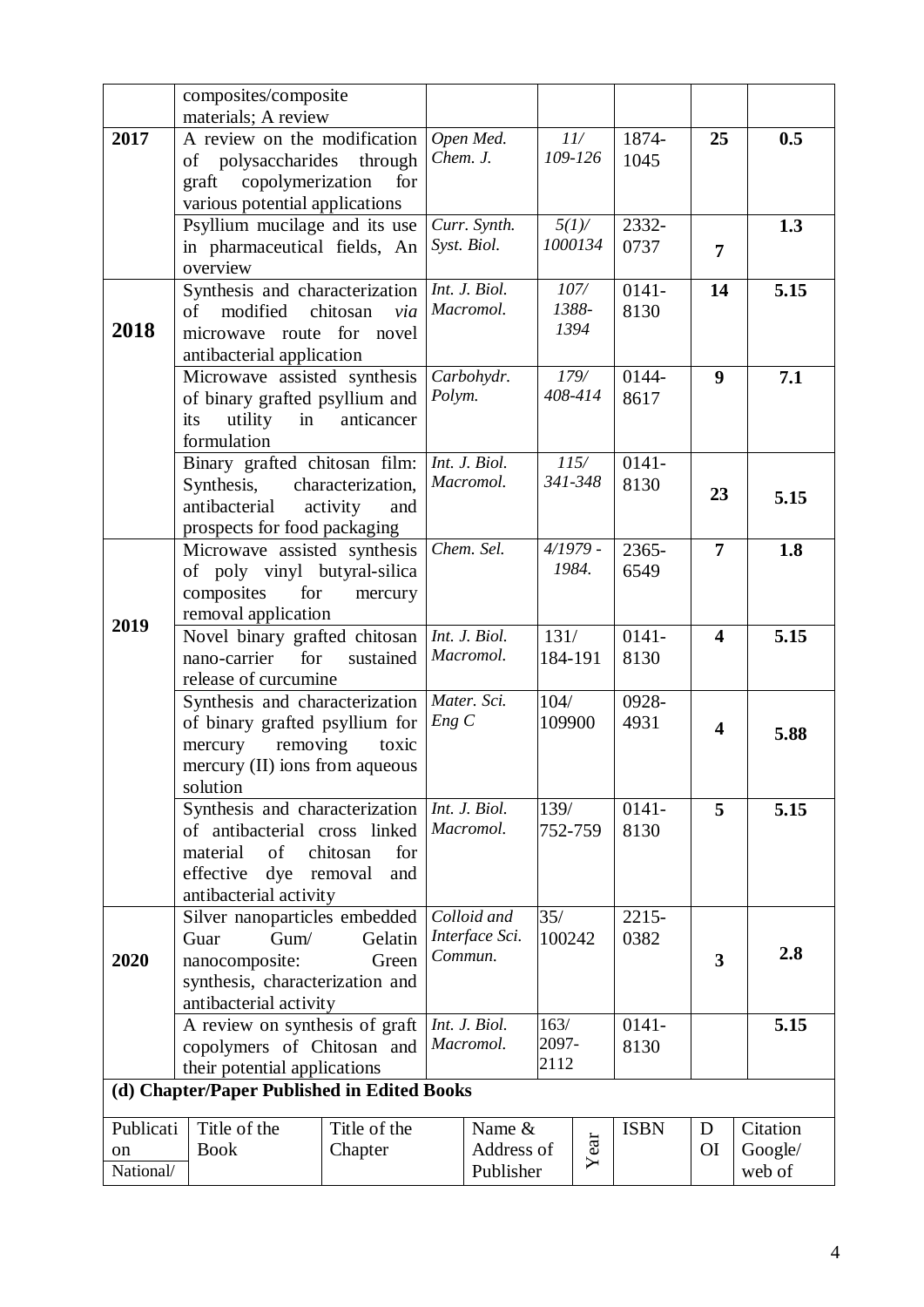| | | | | | | |
|---|---|---|---|---|---|---|
| | composites/composite materials; A review | | | | | |
| **2017** | A review on the modification of polysaccharides through graft copolymerization for various potential applications | *Open Med. Chem. J.* | *11/ 109-126* | 1874-1045 | **25** | **0.5** |
| | Psyllium mucilage and its use in pharmaceutical fields, An overview | *Curr. Synth. Syst. Biol.* | *5(1)/ 1000134* | 2332-0737 | **7** | **1.3** |
| **2018** | Synthesis and characterization of modified chitosan *via* microwave route for novel antibacterial application | *Int. J. Biol. Macromol.* | *107/ 1388-1394* | 0141-8130 | **14** | **5.15** |
| | Microwave assisted synthesis of binary grafted psyllium and its utility in anticancer formulation | *Carbohydr. Polym.* | *179/ 408-414* | 0144-8617 | **9** | **7.1** |
| | Binary grafted chitosan film: Synthesis, characterization, antibacterial activity and prospects for food packaging | *Int. J. Biol. Macromol.* | *115/ 341-348* | 0141-8130 | **23** | **5.15** |
| **2019** | Microwave assisted synthesis of poly vinyl butyral-silica composites for mercury removal application | *Chem. Sel.* | *4/1979 - 1984.* | 2365-6549 | **7** | **1.8** |
| | Novel binary grafted chitosan nano-carrier for sustained release of curcumine | *Int. J. Biol. Macromol.* | 131/ 184-191 | 0141-8130 | **4** | **5.15** |
| | Synthesis and characterization of binary grafted psyllium for mercury removing toxic mercury (II) ions from aqueous solution | *Mater. Sci. Eng C* | 104/ 109900 | 0928-4931 | **4** | **5.88** |
| | Synthesis and characterization of antibacterial cross linked material of chitosan for effective dye removal and antibacterial activity | *Int. J. Biol. Macromol.* | 139/ 752-759 | 0141-8130 | **5** | **5.15** |
| **2020** | Silver nanoparticles embedded Guar Gum/ Gelatin nanocomposite: Green synthesis, characterization and antibacterial activity | *Colloid and Interface Sci. Commun.* | 35/ 100242 | 2215-0382 | **3** | **2.8** |
| | A review on synthesis of graft copolymers of Chitosan and their potential applications | *Int. J. Biol. Macromol.* | 163/ 2097-2112 | 0141-8130 | | **5.15** |

**(d) Chapter/Paper Published in Edited Books**

| Publication National/ | Title of the Book | Title of the Chapter | Name & Address of Publisher | Year | ISBN | DOI | Citation Google/ web of |
|---|---|---|---|---|---|---|---|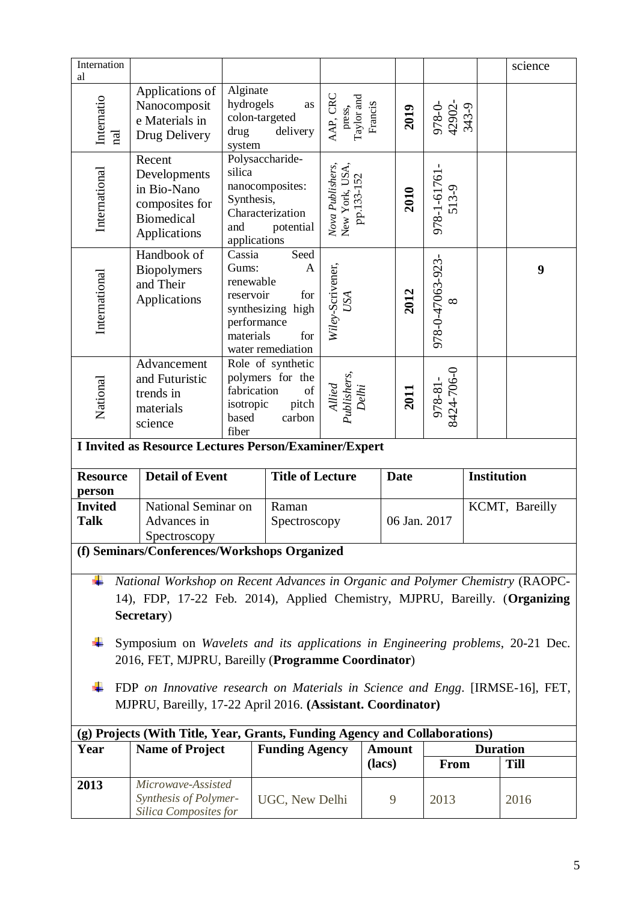| International | | | | | | | science |
|---|---|---|---|---|---|---|---|
| International | Applications of Nanocomposite Materials in Drug Delivery | Alginate hydrogels as colon-targeted drug delivery system | AAP, CRC press, Taylor and Francis | 2019 | 978-0-42902-343-9 | | |
| International | Recent Developments in Bio-Nano composites for Biomedical Applications | Polysaccharide-silica nanocomposites: Synthesis, Characterization and potential applications | *Nova Publishers, New York, USA, pp.133-152* | 2010 | 978-1-61761-513-9 | | |
| International | Handbook of Biopolymers and Their Applications | Cassia Seed Gums: A renewable reservoir for synthesizing high performance materials for water remediation | *Wiley-Scrivener, USA* | 2012 | 978-0-47063-923-8 | | 9 |
| National | Advancement and Futuristic trends in materials science | Role of synthetic polymers for the fabrication of isotropic pitch based carbon fiber | *Allied Publishers, Delhi* | 2011 | 978-81-8424-706-0 | | |

**I Invited as Resource Lectures Person/Examiner/Expert**

| Resource person | Detail of Event | Title of Lecture | Date | Institution |
|---|---|---|---|---|
| **Invited Talk** | National Seminar on Advances in Spectroscopy | Raman Spectroscopy | 06 Jan. 2017 | KCMT, Bareilly |

**(f) Seminars/Conferences/Workshops Organized**

- *National Workshop on Recent Advances in Organic and Polymer Chemistry* (RAOPC-14), FDP, 17-22 Feb. 2014), Applied Chemistry, MJPRU, Bareilly. (**Organizing Secretary**)
- Symposium on *Wavelets and its applications in Engineering problems*, 20-21 Dec. 2016, FET, MJPRU, Bareilly (**Programme Coordinator**)
- FDP *on Innovative research on Materials in Science and Engg*. [IRMSE-16], FET, MJPRU, Bareilly, 17-22 April 2016. **(Assistant. Coordinator)**

**(g) Projects (With Title, Year, Grants, Funding Agency and Collaborations)**

| Year | Name of Project | Funding Agency | Amount (lacs) | Duration From | Duration Till |
|---|---|---|---|---|---|
| **2013** | *Microwave-Assisted Synthesis of Polymer-Silica Composites for* | UGC, New Delhi | 9 | 2013 | 2016 |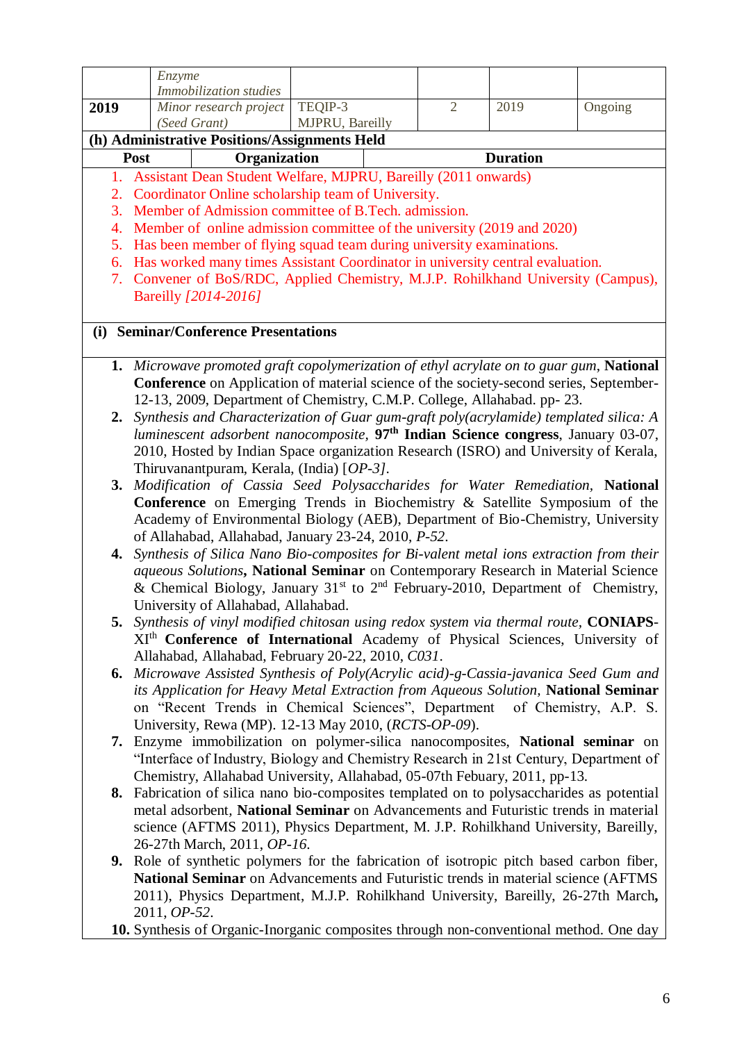| | | | | | |
|---|---|---|---|---|---|
| | *Enzyme Immobilization studies* | | | | |
| **2019** | *Minor research project (Seed Grant)* | TEQIP-3 MJPRU, Bareilly | 2 | 2019 | Ongoing |

**(h) Administrative Positions/Assignments Held**

| Post | Organization | Duration |
|---|---|---|

1. Assistant Dean Student Welfare, MJPRU, Bareilly (2011 onwards)
2. Coordinator Online scholarship team of University.
3. Member of Admission committee of B.Tech. admission.
4. Member of online admission committee of the university (2019 and 2020)
5. Has been member of flying squad team during university examinations.
6. Has worked many times Assistant Coordinator in university central evaluation.
7. Convener of BoS/RDC, Applied Chemistry, M.J.P. Rohilkhand University (Campus), Bareilly *[2014-2016]*

**(i) Seminar/Conference Presentations**

1. *Microwave promoted graft copolymerization of ethyl acrylate on to guar gum*, **National Conference** on Application of material science of the society-second series, September-12-13, 2009, Department of Chemistry, C.M.P. College, Allahabad. pp- 23.
2. *Synthesis and Characterization of Guar gum-graft poly(acrylamide) templated silica: A luminescent adsorbent nanocomposite*, **97th Indian Science congress**, January 03-07, 2010, Hosted by Indian Space organization Research (ISRO) and University of Kerala, Thiruvanantpuram, Kerala, (India) [*OP-3]*.
3. *Modification of Cassia Seed Polysaccharides for Water Remediation*, **National Conference** on Emerging Trends in Biochemistry & Satellite Symposium of the Academy of Environmental Biology (AEB), Department of Bio-Chemistry, University of Allahabad, Allahabad, January 23-24, 2010, *P-52*.
4. *Synthesis of Silica Nano Bio-composites for Bi-valent metal ions extraction from their aqueous Solutions*, **National Seminar** on Contemporary Research in Material Science & Chemical Biology, January 31st to 2nd February-2010, Department of Chemistry, University of Allahabad, Allahabad.
5. *Synthesis of vinyl modified chitosan using redox system via thermal route*, **CONIAPS-XIth Conference of International** Academy of Physical Sciences, University of Allahabad, Allahabad, February 20-22, 2010, *C031*.
6. *Microwave Assisted Synthesis of Poly(Acrylic acid)-g-Cassia-javanica Seed Gum and its Application for Heavy Metal Extraction from Aqueous Solution*, **National Seminar** on "Recent Trends in Chemical Sciences", Department of Chemistry, A.P. S. University, Rewa (MP). 12-13 May 2010, (*RCTS-OP-09*).
7. Enzyme immobilization on polymer-silica nanocomposites, **National seminar** on "Interface of Industry, Biology and Chemistry Research in 21st Century, Department of Chemistry, Allahabad University, Allahabad, 05-07th Febuary, 2011, pp-13.
8. Fabrication of silica nano bio-composites templated on to polysaccharides as potential metal adsorbent, **National Seminar** on Advancements and Futuristic trends in material science (AFTMS 2011), Physics Department, M. J.P. Rohilkhand University, Bareilly, 26-27th March, 2011, *OP-16*.
9. Role of synthetic polymers for the fabrication of isotropic pitch based carbon fiber, **National Seminar** on Advancements and Futuristic trends in material science (AFTMS 2011), Physics Department, M.J.P. Rohilkhand University, Bareilly, 26-27th March**,** 2011, *OP-52*.
10. Synthesis of Organic-Inorganic composites through non-conventional method. One day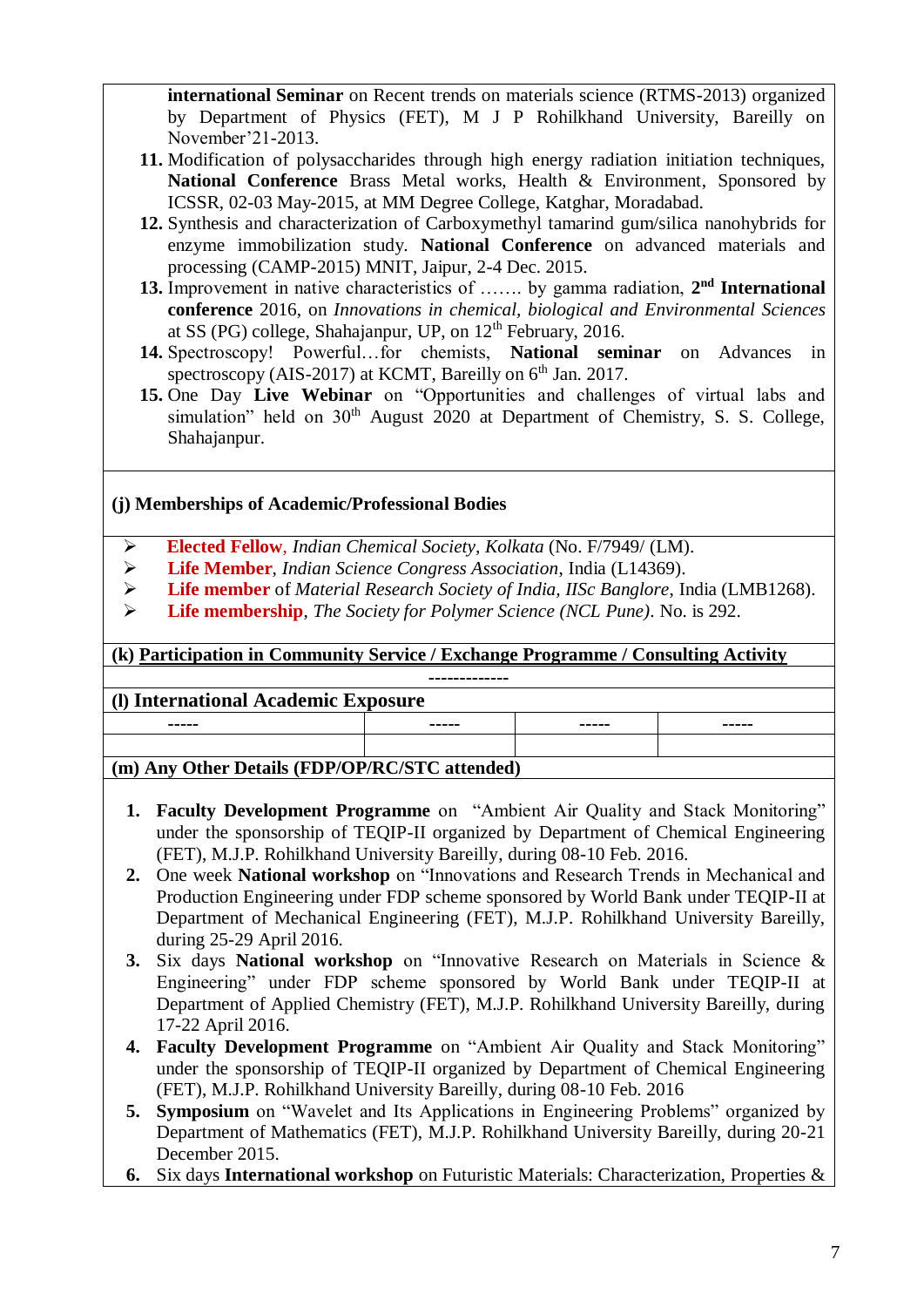**international Seminar** on Recent trends on materials science (RTMS-2013) organized by Department of Physics (FET), M J P Rohilkhand University, Bareilly on November'21-2013.

11. Modification of polysaccharides through high energy radiation initiation techniques, **National Conference** Brass Metal works, Health & Environment, Sponsored by ICSSR, 02-03 May-2015, at MM Degree College, Katghar, Moradabad.
12. Synthesis and characterization of Carboxymethyl tamarind gum/silica nanohybrids for enzyme immobilization study. **National Conference** on advanced materials and processing (CAMP-2015) MNIT, Jaipur, 2-4 Dec. 2015.
13. Improvement in native characteristics of ……. by gamma radiation, **2nd International conference** 2016, on *Innovations in chemical, biological and Environmental Sciences* at SS (PG) college, Shahajanpur, UP, on 12th February, 2016.
14. Spectroscopy! Powerful…for chemists, **National seminar** on Advances in spectroscopy (AIS-2017) at KCMT, Bareilly on 6th Jan. 2017.
15. One Day **Live Webinar** on "Opportunities and challenges of virtual labs and simulation" held on 30th August 2020 at Department of Chemistry, S. S. College, Shahajanpur.

### (j) Memberships of Academic/Professional Bodies

- **Elected Fellow**, *Indian Chemical Society, Kolkata* (No. F/7949/ (LM).
- **Life Member**, *Indian Science Congress Association*, India (L14369).
- **Life member** of *Material Research Society of India, IISc Banglore*, India (LMB1268).
- **Life membership**, *The Society for Polymer Science (NCL Pune)*. No. is 292.

### (k) Participation in Community Service / Exchange Programme / Consulting Activity

-------------

### (l) International Academic Exposure

| ----- | ----- | ----- | ----- |
|---|---|---|---|
| | | | |

### (m) Any Other Details (FDP/OP/RC/STC attended)

1. **Faculty Development Programme** on "Ambient Air Quality and Stack Monitoring" under the sponsorship of TEQIP-II organized by Department of Chemical Engineering (FET), M.J.P. Rohilkhand University Bareilly, during 08-10 Feb. 2016.
2. One week **National workshop** on "Innovations and Research Trends in Mechanical and Production Engineering under FDP scheme sponsored by World Bank under TEQIP-II at Department of Mechanical Engineering (FET), M.J.P. Rohilkhand University Bareilly, during 25-29 April 2016.
3. Six days **National workshop** on "Innovative Research on Materials in Science & Engineering" under FDP scheme sponsored by World Bank under TEQIP-II at Department of Applied Chemistry (FET), M.J.P. Rohilkhand University Bareilly, during 17-22 April 2016.
4. **Faculty Development Programme** on "Ambient Air Quality and Stack Monitoring" under the sponsorship of TEQIP-II organized by Department of Chemical Engineering (FET), M.J.P. Rohilkhand University Bareilly, during 08-10 Feb. 2016
5. **Symposium** on "Wavelet and Its Applications in Engineering Problems" organized by Department of Mathematics (FET), M.J.P. Rohilkhand University Bareilly, during 20-21 December 2015.
6. Six days **International workshop** on Futuristic Materials: Characterization, Properties &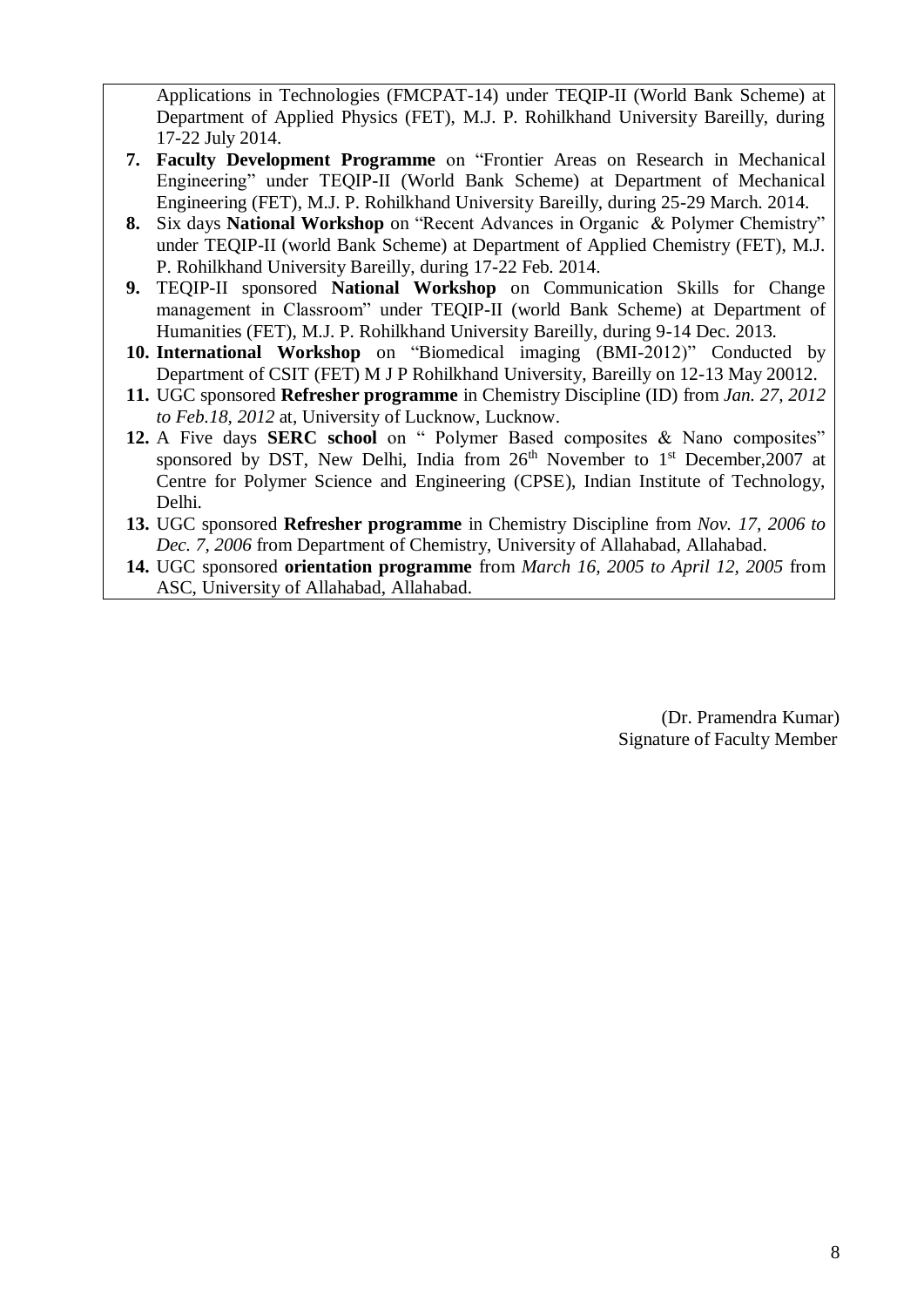Applications in Technologies (FMCPAT-14) under TEQIP-II (World Bank Scheme) at Department of Applied Physics (FET), M.J. P. Rohilkhand University Bareilly, during 17-22 July 2014.

7. **Faculty Development Programme** on "Frontier Areas on Research in Mechanical Engineering" under TEQIP-II (World Bank Scheme) at Department of Mechanical Engineering (FET), M.J. P. Rohilkhand University Bareilly, during 25-29 March. 2014.
8. Six days **National Workshop** on "Recent Advances in Organic & Polymer Chemistry" under TEQIP-II (world Bank Scheme) at Department of Applied Chemistry (FET), M.J. P. Rohilkhand University Bareilly, during 17-22 Feb. 2014.
9. TEQIP-II sponsored **National Workshop** on Communication Skills for Change management in Classroom" under TEQIP-II (world Bank Scheme) at Department of Humanities (FET), M.J. P. Rohilkhand University Bareilly, during 9-14 Dec. 2013.
10. **International Workshop** on "Biomedical imaging (BMI-2012)" Conducted by Department of CSIT (FET) M J P Rohilkhand University, Bareilly on 12-13 May 20012.
11. UGC sponsored **Refresher programme** in Chemistry Discipline (ID) from *Jan. 27, 2012 to Feb.18, 2012* at, University of Lucknow, Lucknow.
12. A Five days **SERC school** on " Polymer Based composites & Nano composites" sponsored by DST, New Delhi, India from 26th November to 1st December,2007 at Centre for Polymer Science and Engineering (CPSE), Indian Institute of Technology, Delhi.
13. UGC sponsored **Refresher programme** in Chemistry Discipline from *Nov. 17, 2006 to Dec. 7, 2006* from Department of Chemistry, University of Allahabad, Allahabad.
14. UGC sponsored **orientation programme** from *March 16, 2005 to April 12, 2005* from ASC, University of Allahabad, Allahabad.

(Dr. Pramendra Kumar)
Signature of Faculty Member